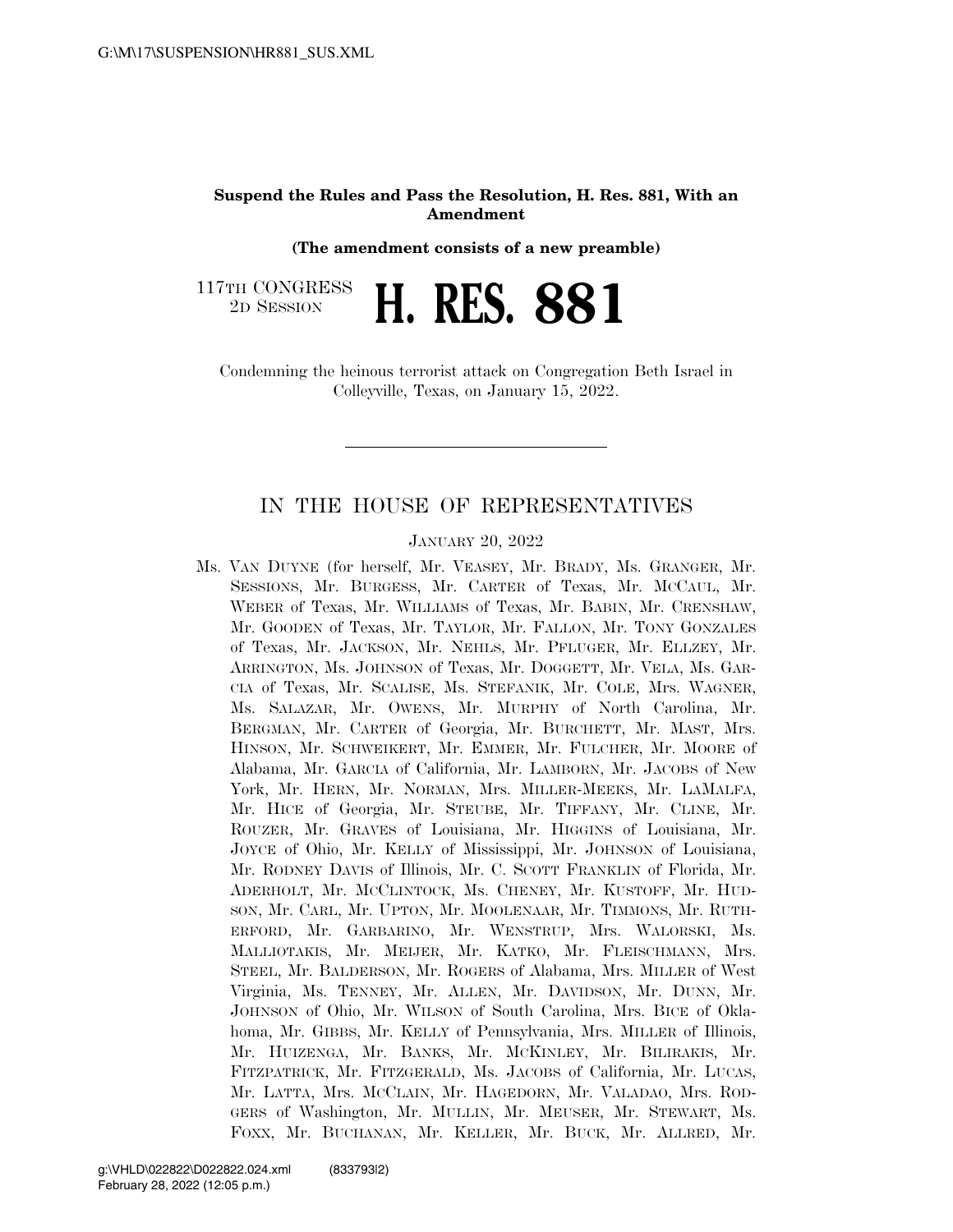**Suspend the Rules and Pass the Resolution, H. Res. 881, With an Amendment**

**(The amendment consists of a new preamble)**

117TH CONGRESS
2D SESSION

# H. RES. 881

Condemning the heinous terrorist attack on Congregation Beth Israel in Colleyville, Texas, on January 15, 2022.

---

## IN THE HOUSE OF REPRESENTATIVES

JANUARY 20, 2022

Ms. VAN DUYNE (for herself, Mr. VEASEY, Mr. BRADY, Ms. GRANGER, Mr. SESSIONS, Mr. BURGESS, Mr. CARTER of Texas, Mr. MCCAUL, Mr. WEBER of Texas, Mr. WILLIAMS of Texas, Mr. BABIN, Mr. CRENSHAW, Mr. GOODEN of Texas, Mr. TAYLOR, Mr. FALLON, Mr. TONY GONZALES of Texas, Mr. JACKSON, Mr. NEHLS, Mr. PFLUGER, Mr. ELLZEY, Mr. ARRINGTON, Ms. JOHNSON of Texas, Mr. DOGGETT, Mr. VELA, Ms. GARCIA of Texas, Mr. SCALISE, Ms. STEFANIK, Mr. COLE, Mrs. WAGNER, Ms. SALAZAR, Mr. OWENS, Mr. MURPHY of North Carolina, Mr. BERGMAN, Mr. CARTER of Georgia, Mr. BURCHETT, Mr. MAST, Mrs. HINSON, Mr. SCHWEIKERT, Mr. EMMER, Mr. FULCHER, Mr. MOORE of Alabama, Mr. GARCIA of California, Mr. LAMBORN, Mr. JACOBS of New York, Mr. HERN, Mr. NORMAN, Mrs. MILLER-MEEKS, Mr. LAMALFA, Mr. HICE of Georgia, Mr. STEUBE, Mr. TIFFANY, Mr. CLINE, Mr. ROUZER, Mr. GRAVES of Louisiana, Mr. HIGGINS of Louisiana, Mr. JOYCE of Ohio, Mr. KELLY of Mississippi, Mr. JOHNSON of Louisiana, Mr. RODNEY DAVIS of Illinois, Mr. C. SCOTT FRANKLIN of Florida, Mr. ADERHOLT, Mr. MCCLINTOCK, Ms. CHENEY, Mr. KUSTOFF, Mr. HUDSON, Mr. CARL, Mr. UPTON, Mr. MOOLENAAR, Mr. TIMMONS, Mr. RUTHERFORD, Mr. GARBARINO, Mr. WENSTRUP, Mrs. WALORSKI, Ms. MALLIOTAKIS, Mr. MEIJER, Mr. KATKO, Mr. FLEISCHMANN, Mrs. STEEL, Mr. BALDERSON, Mr. ROGERS of Alabama, Mrs. MILLER of West Virginia, Ms. TENNEY, Mr. ALLEN, Mr. DAVIDSON, Mr. DUNN, Mr. JOHNSON of Ohio, Mr. WILSON of South Carolina, Mrs. BICE of Oklahoma, Mr. GIBBS, Mr. KELLY of Pennsylvania, Mrs. MILLER of Illinois, Mr. HUIZENGA, Mr. BANKS, Mr. MCKINLEY, Mr. BILIRAKIS, Mr. FITZPATRICK, Mr. FITZGERALD, Ms. JACOBS of California, Mr. LUCAS, Mr. LATTA, Mrs. MCCLAIN, Mr. HAGEDORN, Mr. VALADAO, Mrs. RODGERS of Washington, Mr. MULLIN, Mr. MEUSER, Mr. STEWART, Ms. FOXX, Mr. BUCHANAN, Mr. KELLER, Mr. BUCK, Mr. ALLRED, Mr.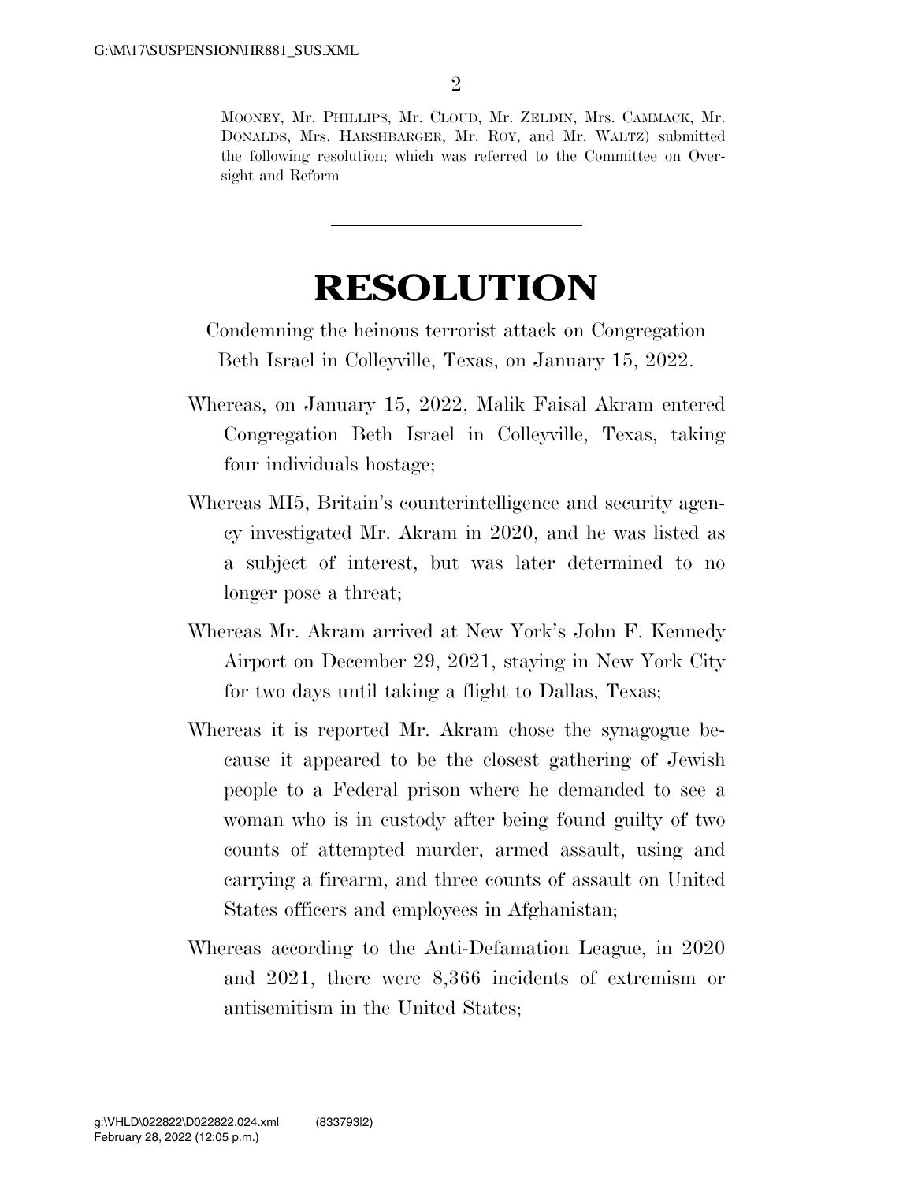MOONEY, Mr. PHILLIPS, Mr. CLOUD, Mr. ZELDIN, Mrs. CAMMACK, Mr. DONALDS, Mrs. HARSHBARGER, Mr. ROY, and Mr. WALTZ) submitted the following resolution; which was referred to the Committee on Oversight and Reform

---

# RESOLUTION

Condemning the heinous terrorist attack on Congregation Beth Israel in Colleyville, Texas, on January 15, 2022.

Whereas, on January 15, 2022, Malik Faisal Akram entered Congregation Beth Israel in Colleyville, Texas, taking four individuals hostage;

Whereas MI5, Britain's counterintelligence and security agency investigated Mr. Akram in 2020, and he was listed as a subject of interest, but was later determined to no longer pose a threat;

Whereas Mr. Akram arrived at New York's John F. Kennedy Airport on December 29, 2021, staying in New York City for two days until taking a flight to Dallas, Texas;

Whereas it is reported Mr. Akram chose the synagogue because it appeared to be the closest gathering of Jewish people to a Federal prison where he demanded to see a woman who is in custody after being found guilty of two counts of attempted murder, armed assault, using and carrying a firearm, and three counts of assault on United States officers and employees in Afghanistan;

Whereas according to the Anti-Defamation League, in 2020 and 2021, there were 8,366 incidents of extremism or antisemitism in the United States;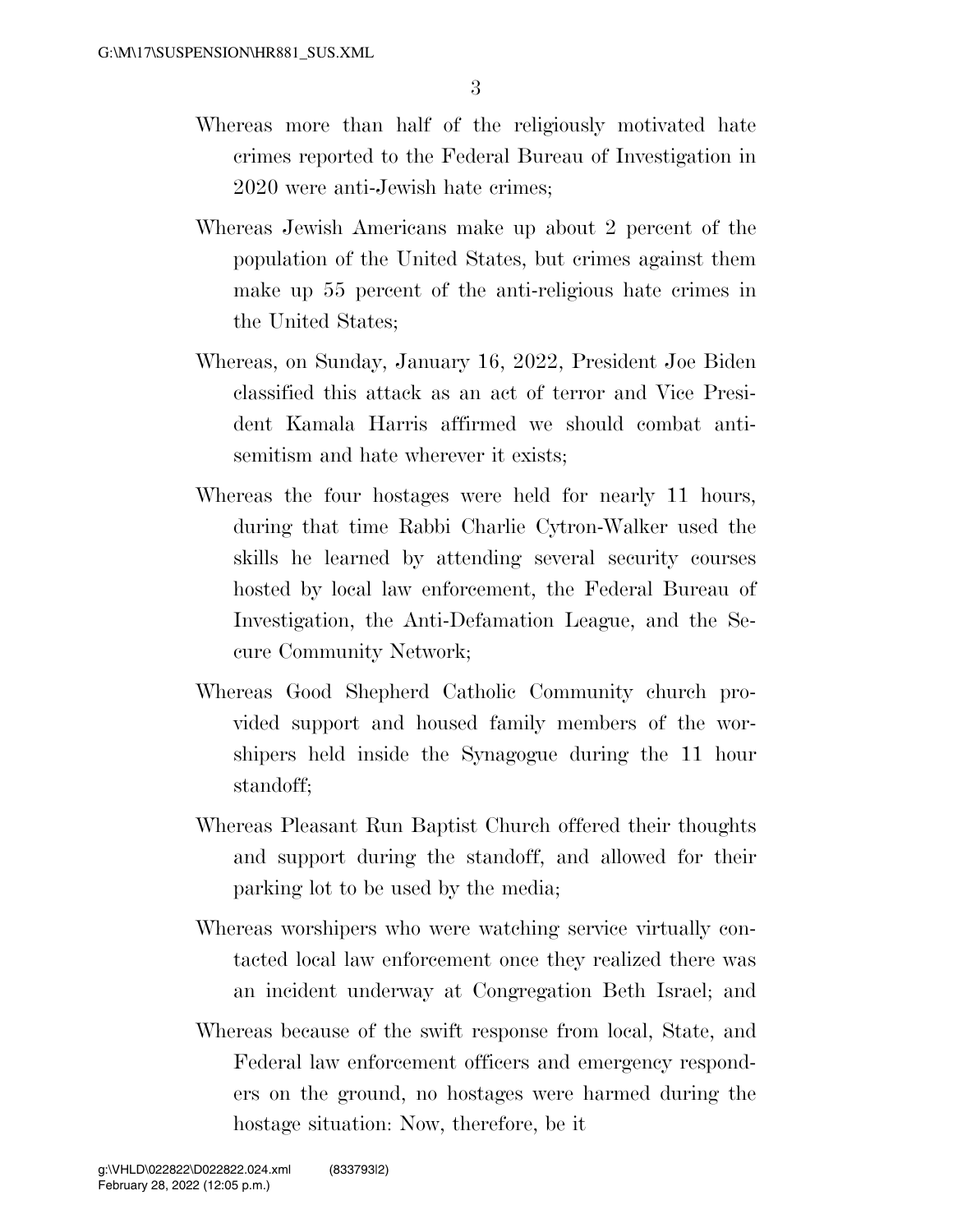Whereas more than half of the religiously motivated hate crimes reported to the Federal Bureau of Investigation in 2020 were anti-Jewish hate crimes;

Whereas Jewish Americans make up about 2 percent of the population of the United States, but crimes against them make up 55 percent of the anti-religious hate crimes in the United States;

Whereas, on Sunday, January 16, 2022, President Joe Biden classified this attack as an act of terror and Vice President Kamala Harris affirmed we should combat antisemitism and hate wherever it exists;

Whereas the four hostages were held for nearly 11 hours, during that time Rabbi Charlie Cytron-Walker used the skills he learned by attending several security courses hosted by local law enforcement, the Federal Bureau of Investigation, the Anti-Defamation League, and the Secure Community Network;

Whereas Good Shepherd Catholic Community church provided support and housed family members of the worshipers held inside the Synagogue during the 11 hour standoff;

Whereas Pleasant Run Baptist Church offered their thoughts and support during the standoff, and allowed for their parking lot to be used by the media;

Whereas worshipers who were watching service virtually contacted local law enforcement once they realized there was an incident underway at Congregation Beth Israel; and

Whereas because of the swift response from local, State, and Federal law enforcement officers and emergency responders on the ground, no hostages were harmed during the hostage situation: Now, therefore, be it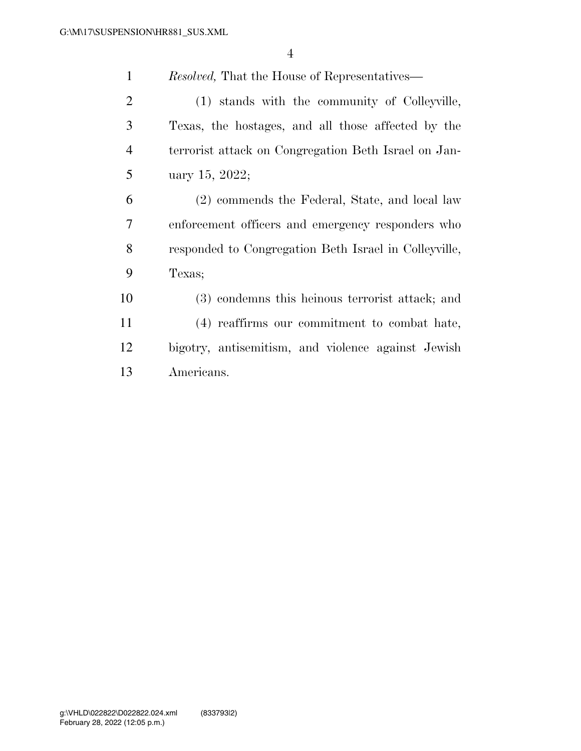*Resolved,* That the House of Representatives—

(1) stands with the community of Colleyville, Texas, the hostages, and all those affected by the terrorist attack on Congregation Beth Israel on January 15, 2022;

(2) commends the Federal, State, and local law enforcement officers and emergency responders who responded to Congregation Beth Israel in Colleyville, Texas;

(3) condemns this heinous terrorist attack; and

(4) reaffirms our commitment to combat hate, bigotry, antisemitism, and violence against Jewish Americans.